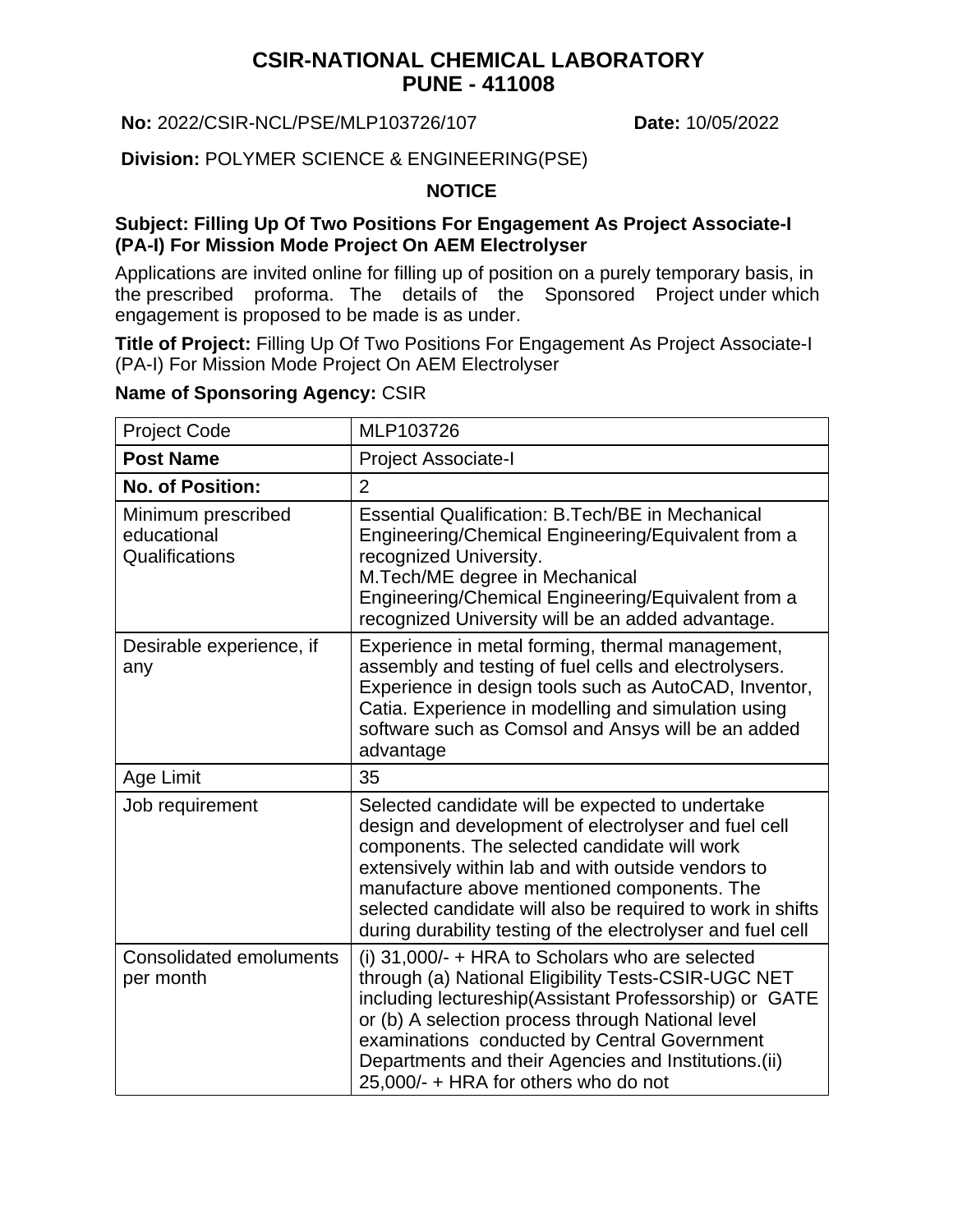# CSIR-NATIONAL CHEMICAL LABORATORY
# PUNE - 411008

**No:** 2022/CSIR-NCL/PSE/MLP103726/107 **Date:** 10/05/2022

**Division:** POLYMER SCIENCE & ENGINEERING(PSE)

## NOTICE

**Subject: Filling Up Of Two Positions For Engagement As Project Associate-I (PA-I) For Mission Mode Project On AEM Electrolyser**

Applications are invited online for filling up of position on a purely temporary basis, in the prescribed proforma. The details of the Sponsored Project under which engagement is proposed to be made is as under.

**Title of Project:** Filling Up Of Two Positions For Engagement As Project Associate-I (PA-I) For Mission Mode Project On AEM Electrolyser

**Name of Sponsoring Agency:** CSIR

| Project Code | MLP103726 |
|---|---|
| **Post Name** | Project Associate-I |
| **No. of Position:** | 2 |
| Minimum prescribed educational Qualifications | Essential Qualification: B.Tech/BE in Mechanical Engineering/Chemical Engineering/Equivalent from a recognized University.<br>M.Tech/ME degree in Mechanical Engineering/Chemical Engineering/Equivalent from a recognized University will be an added advantage. |
| Desirable experience, if any | Experience in metal forming, thermal management, assembly and testing of fuel cells and electrolysers. Experience in design tools such as AutoCAD, Inventor, Catia. Experience in modelling and simulation using software such as Comsol and Ansys will be an added advantage |
| Age Limit | 35 |
| Job requirement | Selected candidate will be expected to undertake design and development of electrolyser and fuel cell components. The selected candidate will work extensively within lab and with outside vendors to manufacture above mentioned components. The selected candidate will also be required to work in shifts during durability testing of the electrolyser and fuel cell |
| Consolidated emoluments per month | (i) 31,000/- + HRA to Scholars who are selected through (a) National Eligibility Tests-CSIR-UGC NET including lectureship(Assistant Professorship) or GATE or (b) A selection process through National level examinations conducted by Central Government Departments and their Agencies and Institutions.(ii) 25,000/- + HRA for others who do not |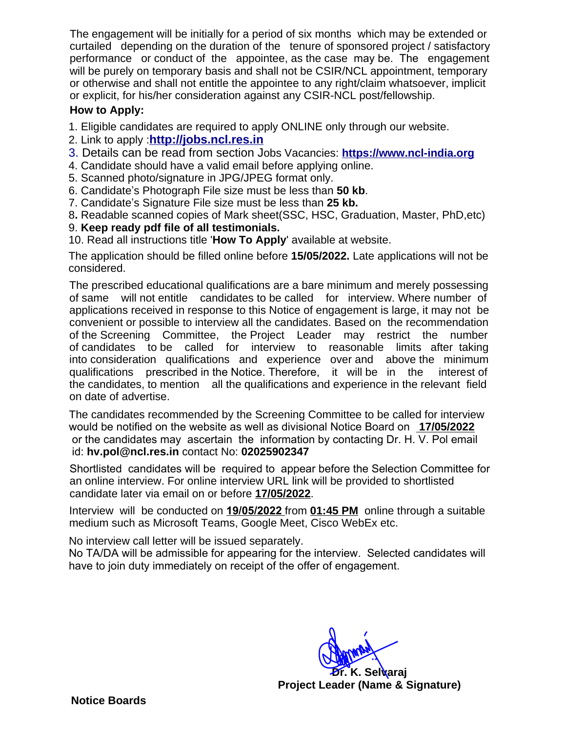The engagement will be initially for a period of six months which may be extended or curtailed depending on the duration of the tenure of sponsored project / satisfactory performance or conduct of the appointee, as the case may be. The engagement will be purely on temporary basis and shall not be CSIR/NCL appointment, temporary or otherwise and shall not entitle the appointee to any right/claim whatsoever, implicit or explicit, for his/her consideration against any CSIR-NCL post/fellowship.

**How to Apply:**

1. Eligible candidates are required to apply ONLINE only through our website.
2. Link to apply :**http://jobs.ncl.res.in**
3. Details can be read from section Jobs Vacancies: **https://www.ncl-india.org**
4. Candidate should have a valid email before applying online.
5. Scanned photo/signature in JPG/JPEG format only.
6. Candidate's Photograph File size must be less than **50 kb**.
7. Candidate's Signature File size must be less than **25 kb.**
8. Readable scanned copies of Mark sheet(SSC, HSC, Graduation, Master, PhD,etc)
9. **Keep ready pdf file of all testimonials.**
10. Read all instructions title '**How To Apply**' available at website.

The application should be filled online before **15/05/2022.** Late applications will not be considered.

The prescribed educational qualifications are a bare minimum and merely possessing of same will not entitle candidates to be called for interview. Where number of applications received in response to this Notice of engagement is large, it may not be convenient or possible to interview all the candidates. Based on the recommendation of the Screening Committee, the Project Leader may restrict the number of candidates to be called for interview to reasonable limits after taking into consideration qualifications and experience over and above the minimum qualifications prescribed in the Notice. Therefore, it will be in the interest of the candidates, to mention all the qualifications and experience in the relevant field on date of advertise.

The candidates recommended by the Screening Committee to be called for interview would be notified on the website as well as divisional Notice Board on **17/05/2022** or the candidates may ascertain the information by contacting Dr. H. V. Pol email id: **hv.pol@ncl.res.in** contact No: **02025902347**

Shortlisted candidates will be required to appear before the Selection Committee for an online interview. For online interview URL link will be provided to shortlisted candidate later via email on or before **17/05/2022**.

Interview will be conducted on **19/05/2022** from **01:45 PM** online through a suitable medium such as Microsoft Teams, Google Meet, Cisco WebEx etc.

No interview call letter will be issued separately.
No TA/DA will be admissible for appearing for the interview. Selected candidates will have to join duty immediately on receipt of the offer of engagement.

**Dr. K. Selvaraj**
**Project Leader (Name & Signature)**

**Notice Boards**